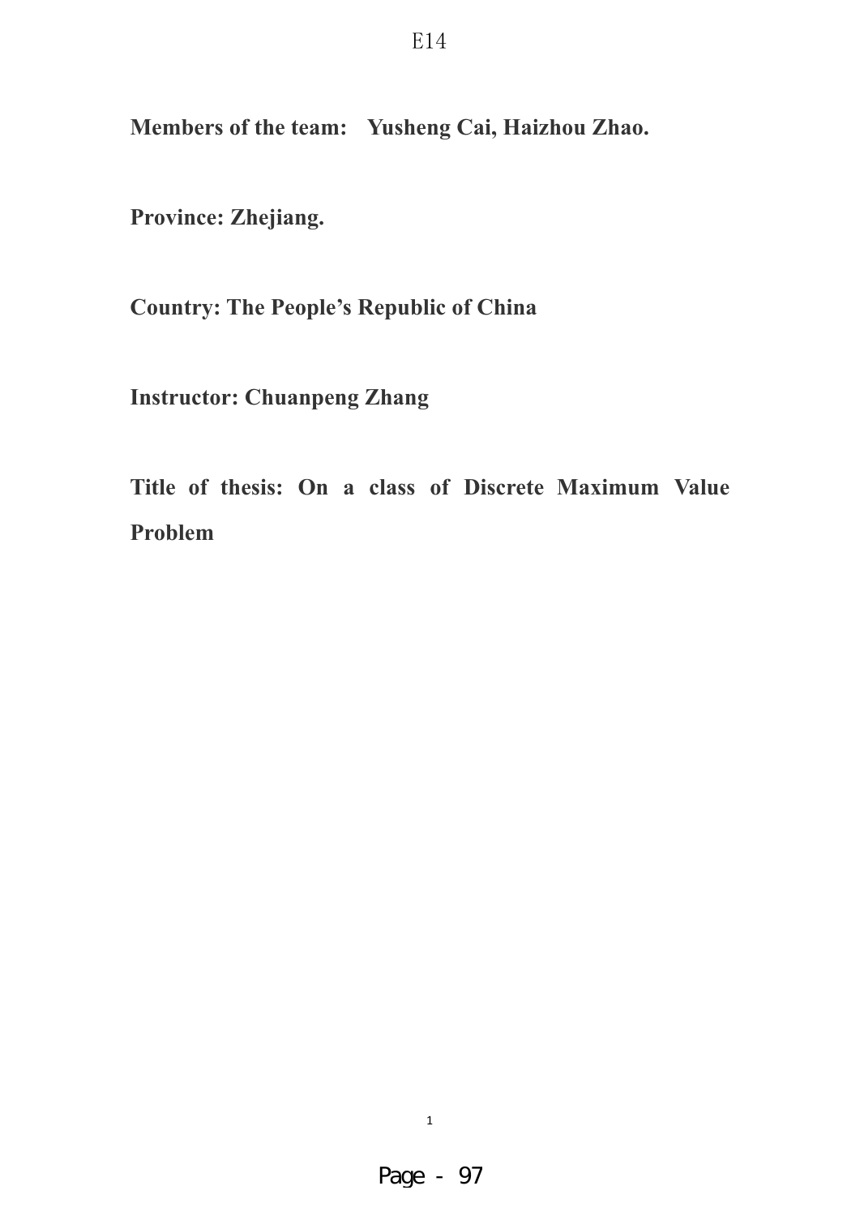E14

**Members of the team: Yusheng Cai, Haizhou Zhao.**

**Province: Zhejiang.**

**Country: The People's Republic of China**

**Instructor: Chuanpeng Zhang**

**Title of thesis: On a class of Discrete Maximum Value Problem**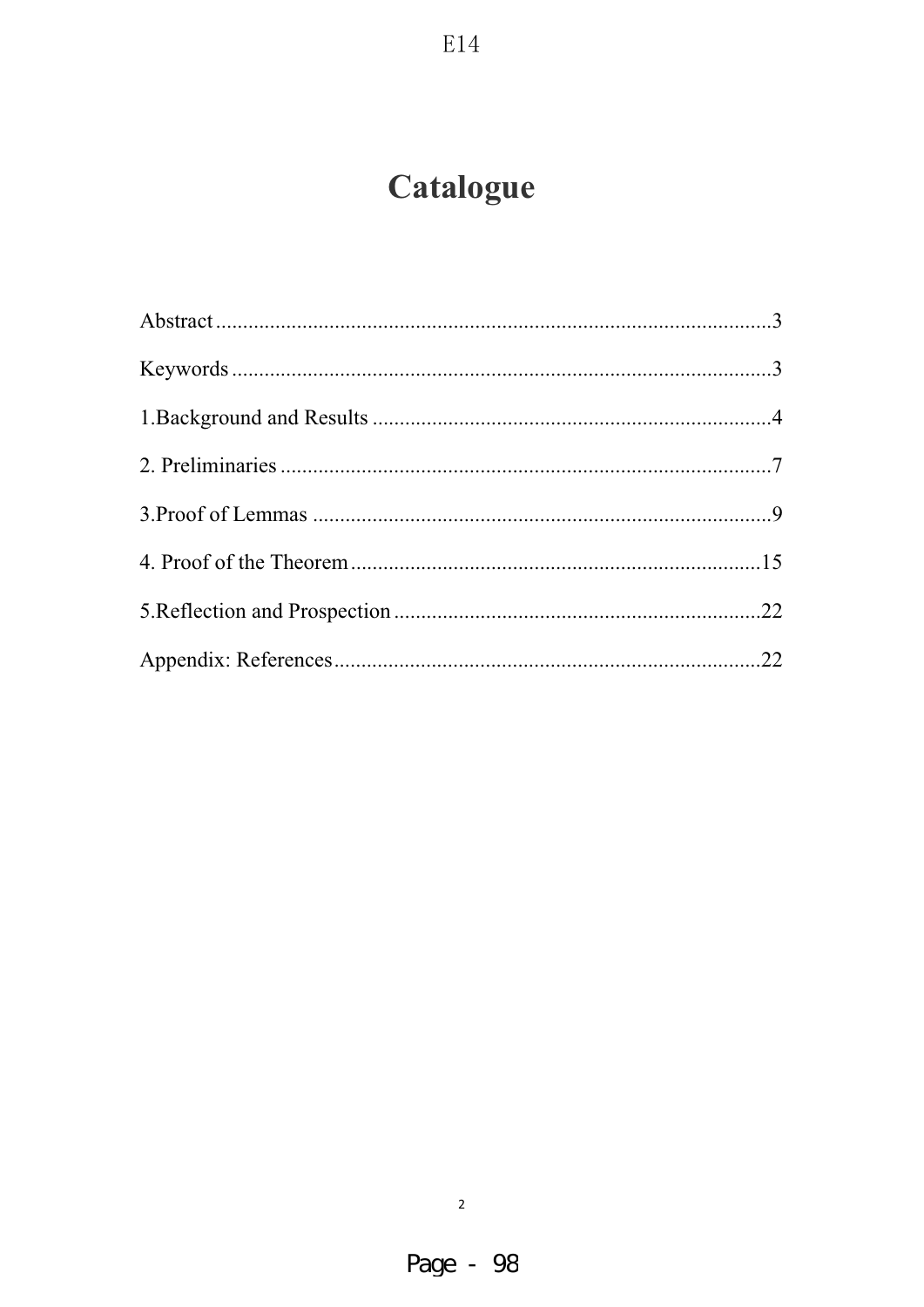# Catalogue

Abstract .......................................................................................................3

Keywords ....................................................................................................3

1.Background and Results ..........................................................................4

2. Preliminaries ...........................................................................................7

3.Proof of Lemmas .....................................................................................9

4. Proof of the Theorem ............................................................................15

5.Reflection and Prospection ....................................................................22

Appendix: References...............................................................................22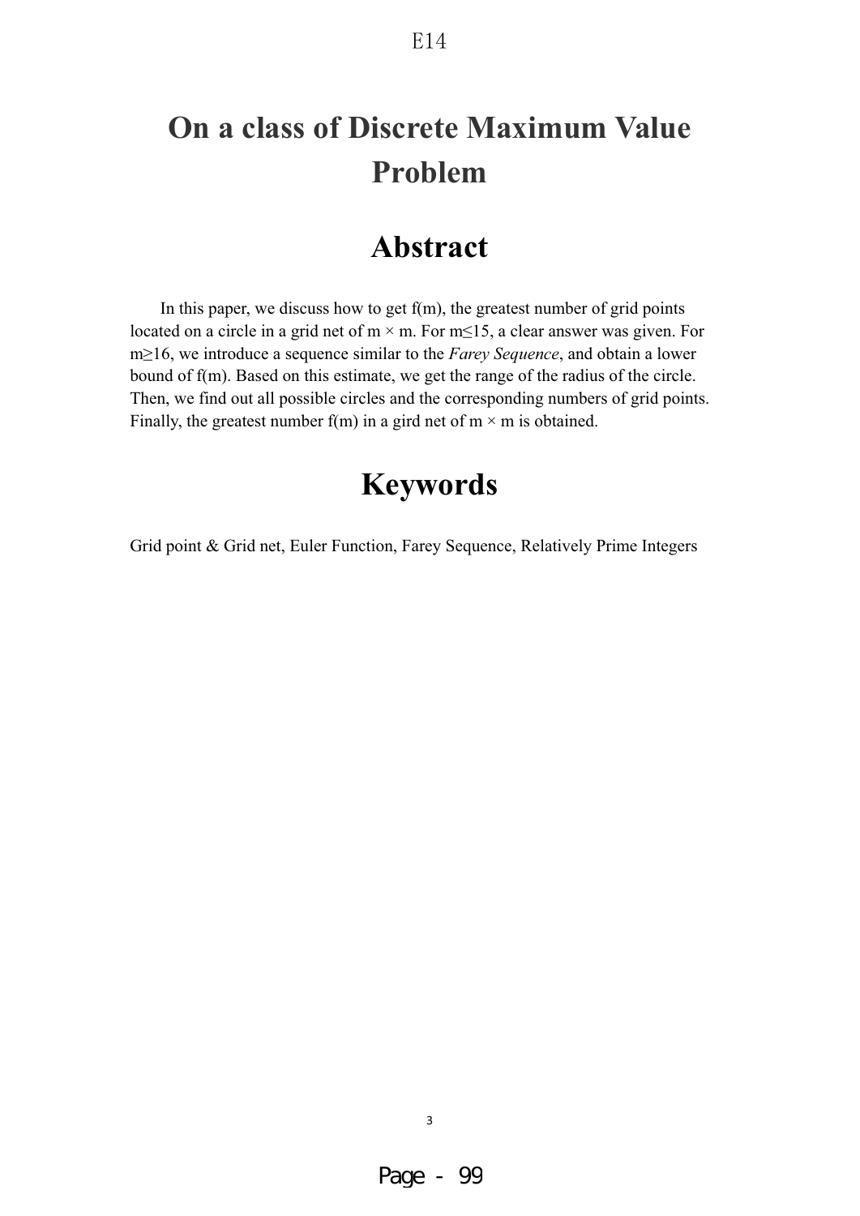# On a class of Discrete Maximum Value Problem

## Abstract

In this paper, we discuss how to get f(m), the greatest number of grid points located on a circle in a grid net of $m \times m$. For $m \leq 15$, a clear answer was given. For $m \geq 16$, we introduce a sequence similar to the *Farey Sequence*, and obtain a lower bound of f(m). Based on this estimate, we get the range of the radius of the circle. Then, we find out all possible circles and the corresponding numbers of grid points. Finally, the greatest number f(m) in a gird net of $m \times m$ is obtained.

## Keywords

Grid point & Grid net, Euler Function, Farey Sequence, Relatively Prime Integers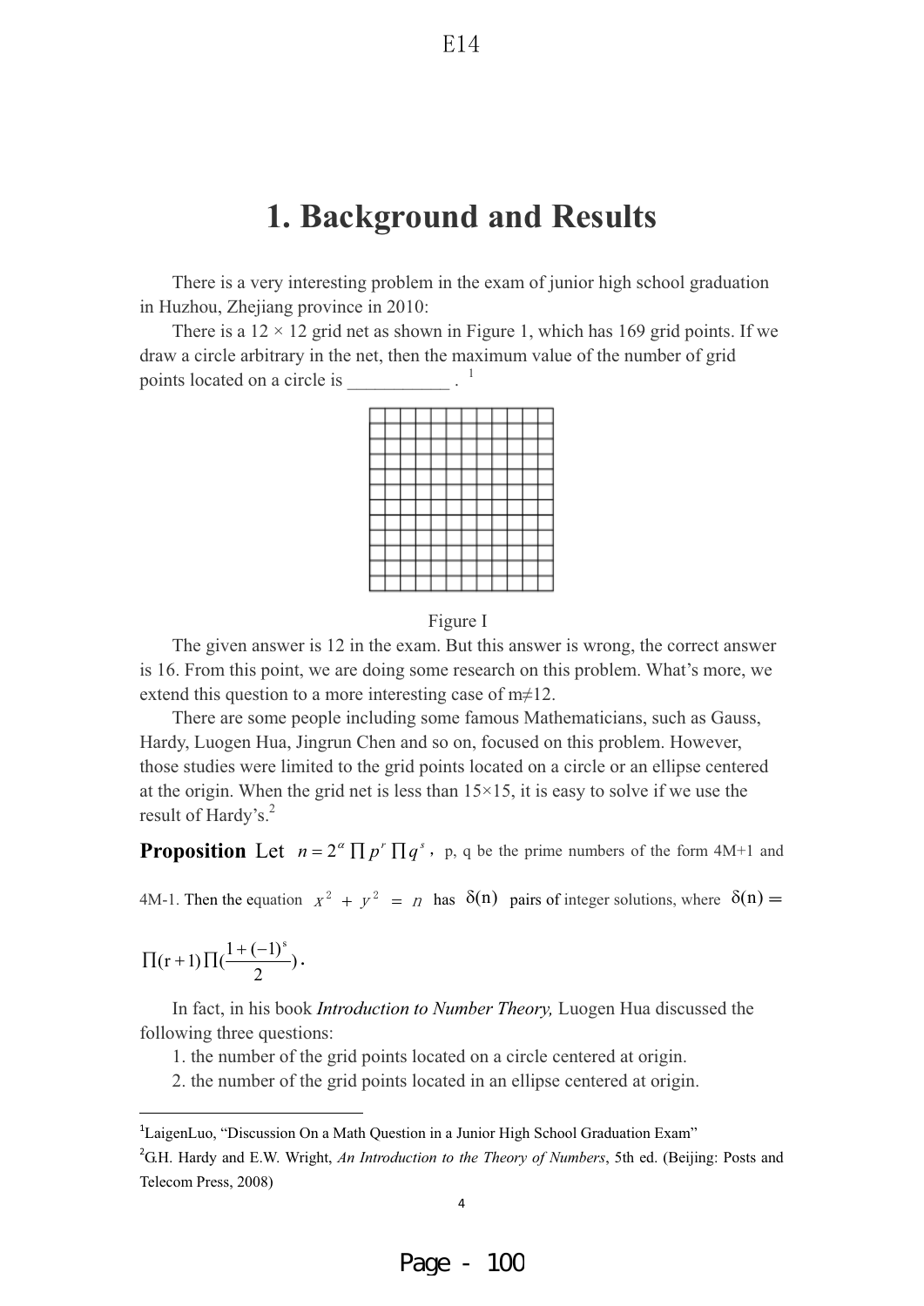# 1. Background and Results

There is a very interesting problem in the exam of junior high school graduation in Huzhou, Zhejiang province in 2010:

There is a 12 × 12 grid net as shown in Figure 1, which has 169 grid points. If we draw a circle arbitrary in the net, then the maximum value of the number of grid points located on a circle is ___________ . [1]

Figure I

The given answer is 12 in the exam. But this answer is wrong, the correct answer is 16. From this point, we are doing some research on this problem. What's more, we extend this question to a more interesting case of m≠12.

There are some people including some famous Mathematicians, such as Gauss, Hardy, Luogen Hua, Jingrun Chen and so on, focused on this problem. However, those studies were limited to the grid points located on a circle or an ellipse centered at the origin. When the grid net is less than 15×15, it is easy to solve if we use the result of Hardy's.[2]

**Proposition** Let $n = 2^{\alpha} \prod p^{r} \prod q^{s}$, p, q be the prime numbers of the form 4M+1 and 4M-1. Then the equation $x^2 + y^2 = n$ has $\delta(n)$ pairs of integer solutions, where $\delta(n) = \prod(r+1)\prod(\frac{1+(-1)^{s}}{2})$.

In fact, in his book *Introduction to Number Theory,* Luogen Hua discussed the following three questions:

1. the number of the grid points located on a circle centered at origin.
2. the number of the grid points located in an ellipse centered at origin.

---

[1] LaigenLuo, "Discussion On a Math Question in a Junior High School Graduation Exam"

[2] G.H. Hardy and E.W. Wright, *An Introduction to the Theory of Numbers*, 5th ed. (Beijing: Posts and Telecom Press, 2008)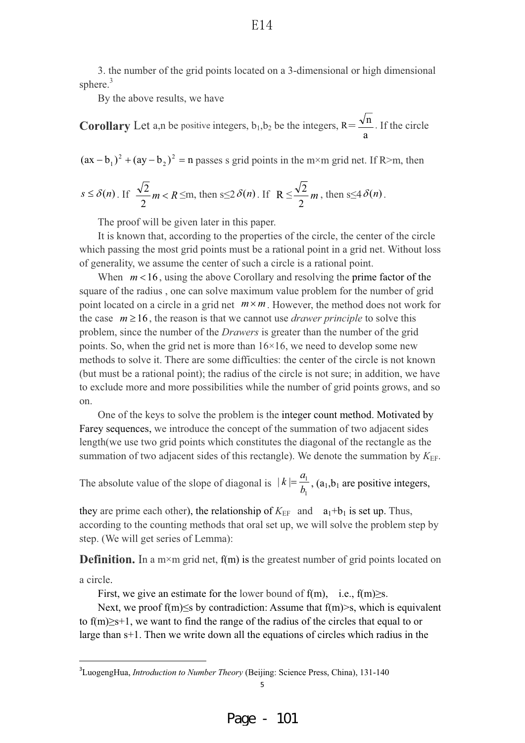3. the number of the grid points located on a 3-dimensional or high dimensional sphere.[3]

By the above results, we have

**Corollary** Let a,n be positive integers, $b_1$,$b_2$ be the integers, $R = \frac{\sqrt{n}}{a}$. If the circle $(ax - b_1)^2 + (ay - b_2)^2 = n$ passes s grid points in the m×m grid net. If R>m, then $s \le \delta(n)$. If $\frac{\sqrt{2}}{2}m < R \le m$, then $s \le 2\delta(n)$. If $R \le \frac{\sqrt{2}}{2}m$, then $s \le 4\delta(n)$.

The proof will be given later in this paper.

It is known that, according to the properties of the circle, the center of the circle which passing the most grid points must be a rational point in a grid net. Without loss of generality, we assume the center of such a circle is a rational point.

When $m < 16$, using the above Corollary and resolving the prime factor of the square of the radius , one can solve maximum value problem for the number of grid point located on a circle in a grid net $m \times m$. However, the method does not work for the case $m \ge 16$, the reason is that we cannot use *drawer principle* to solve this problem, since the number of the *Drawers* is greater than the number of the grid points. So, when the grid net is more than 16×16, we need to develop some new methods to solve it. There are some difficulties: the center of the circle is not known (but must be a rational point); the radius of the circle is not sure; in addition, we have to exclude more and more possibilities while the number of grid points grows, and so on.

One of the keys to solve the problem is the integer count method. Motivated by Farey sequences, we introduce the concept of the summation of two adjacent sides length(we use two grid points which constitutes the diagonal of the rectangle as the summation of two adjacent sides of this rectangle). We denote the summation by $K_{EF}$. The absolute value of the slope of diagonal is $|k| = \frac{a_1}{b_1}$, ($a_1$,$b_1$ are positive integers, they are prime each other), the relationship of $K_{EF}$ and $a_1+b_1$ is set up. Thus, according to the counting methods that oral set up, we will solve the problem step by step. (We will get series of Lemma):

**Definition.** In a m×m grid net, f(m) is the greatest number of grid points located on a circle.

First, we give an estimate for the lower bound of f(m), i.e., f(m)≥s.

Next, we proof f(m)≤s by contradiction: Assume that f(m)>s, which is equivalent to f(m)≥s+1, we want to find the range of the radius of the circles that equal to or large than s+1. Then we write down all the equations of circles which radius in the

---

[3] LuogengHua, *Introduction to Number Theory* (Beijing: Science Press, China), 131-140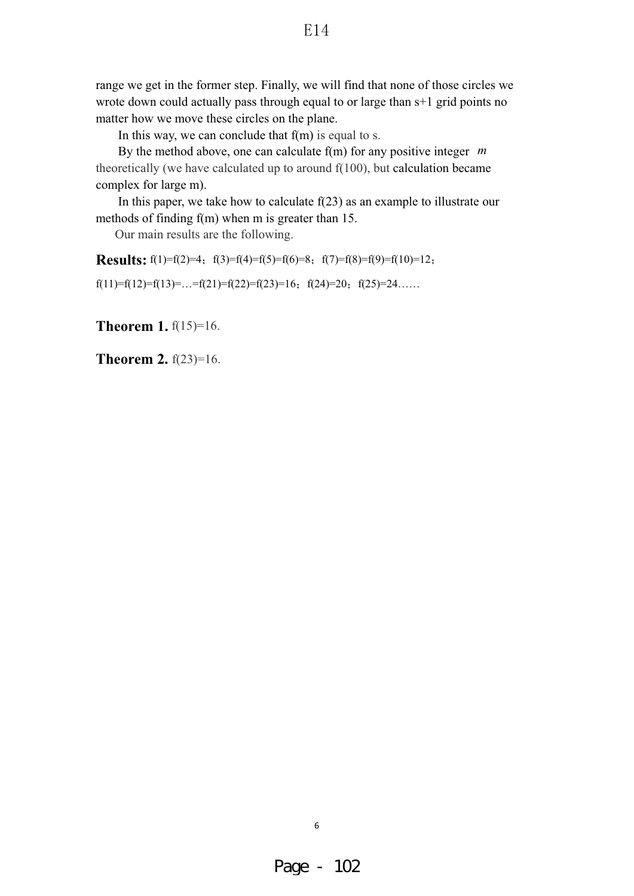range we get in the former step. Finally, we will find that none of those circles we wrote down could actually pass through equal to or large than s+1 grid points no matter how we move these circles on the plane.

In this way, we can conclude that f(m) is equal to s.

By the method above, one can calculate f(m) for any positive integer $m$ theoretically (we have calculated up to around f(100), but calculation became complex for large m).

In this paper, we take how to calculate f(23) as an example to illustrate our methods of finding f(m) when m is greater than 15.

Our main results are the following.

**Results:** f(1)=f(2)=4；f(3)=f(4)=f(5)=f(6)=8；f(7)=f(8)=f(9)=f(10)=12；f(11)=f(12)=f(13)=…=f(21)=f(22)=f(23)=16；f(24)=20；f(25)=24……

**Theorem 1.** f(15)=16.

**Theorem 2.** f(23)=16.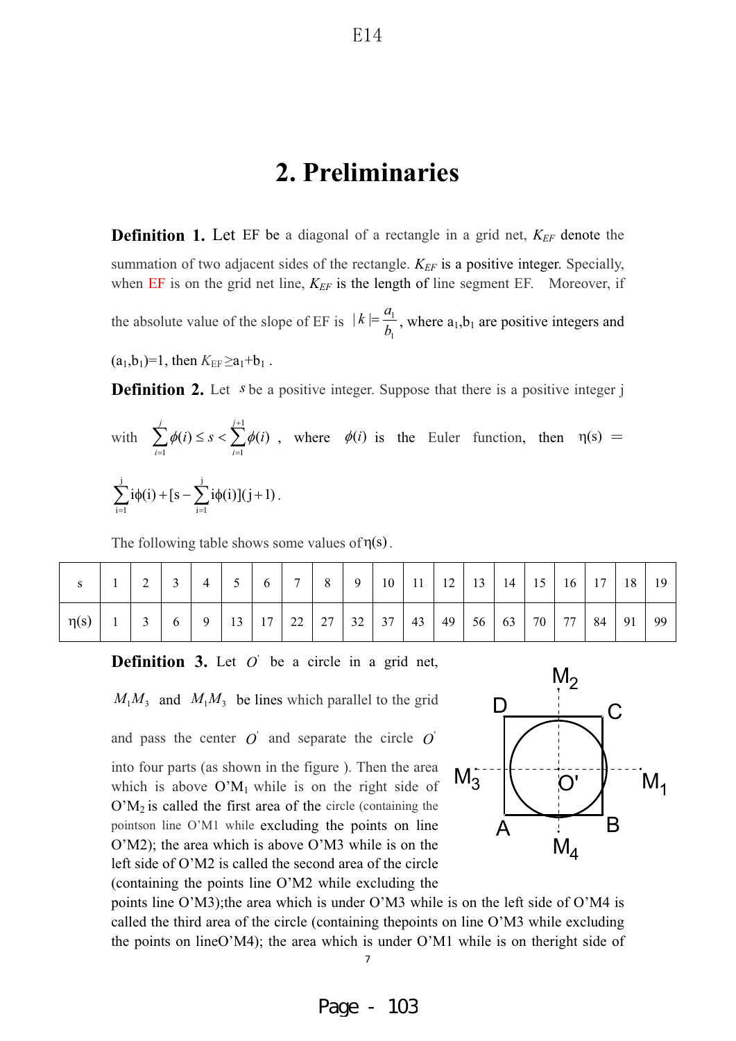## 2. Preliminaries

**Definition 1.** Let EF be a diagonal of a rectangle in a grid net, $K_{EF}$ denote the summation of two adjacent sides of the rectangle. $K_{EF}$ is a positive integer. Specially, when EF is on the grid net line, $K_{EF}$ is the length of line segment EF. Moreover, if the absolute value of the slope of EF is $|k|=\frac{a_1}{b_1}$, where $a_1$,$b_1$ are positive integers and $(a_1,b_1)=1$, then $K_{EF} \geq a_1+b_1$ .

**Definition 2.** Let $s$ be a positive integer. Suppose that there is a positive integer j with $\sum_{i=1}^{j}\phi(i) \leq s < \sum_{i=1}^{j+1}\phi(i)$ , where $\phi(i)$ is the Euler function, then $\eta(s) = \sum_{i=1}^{j} i\phi(i) + [s - \sum_{i=1}^{j} i\phi(i)](j+1)$.

The following table shows some values of $\eta(s)$.

| s | 1 | 2 | 3 | 4 | 5 | 6 | 7 | 8 | 9 | 10 | 11 | 12 | 13 | 14 | 15 | 16 | 17 | 18 | 19 |
|---|---|---|---|---|---|---|---|---|---|---|---|---|---|---|---|---|---|---|---|
| $\eta(s)$ | 1 | 3 | 6 | 9 | 13 | 17 | 22 | 27 | 32 | 37 | 43 | 49 | 56 | 63 | 70 | 77 | 84 | 91 | 99 |

**Definition 3.** Let $O'$ be a circle in a grid net, $M_1M_3$ and $M_1M_3$ be lines which parallel to the grid and pass the center $O'$ and separate the circle $O'$ into four parts (as shown in the figure ). Then the area which is above O'M$_1$ while is on the right side of O'M$_2$ is called the first area of the circle (containing the pointson line O'M1 while excluding the points on line O'M2); the area which is above O'M3 while is on the left side of O'M2 is called the second area of the circle (containing the points line O'M2 while excluding the points line O'M3);the area which is under O'M3 while is on the left side of O'M4 is called the third area of the circle (containing thepoints on line O'M3 while excluding the points on lineO'M4); the area which is under O'M1 while is on theright side of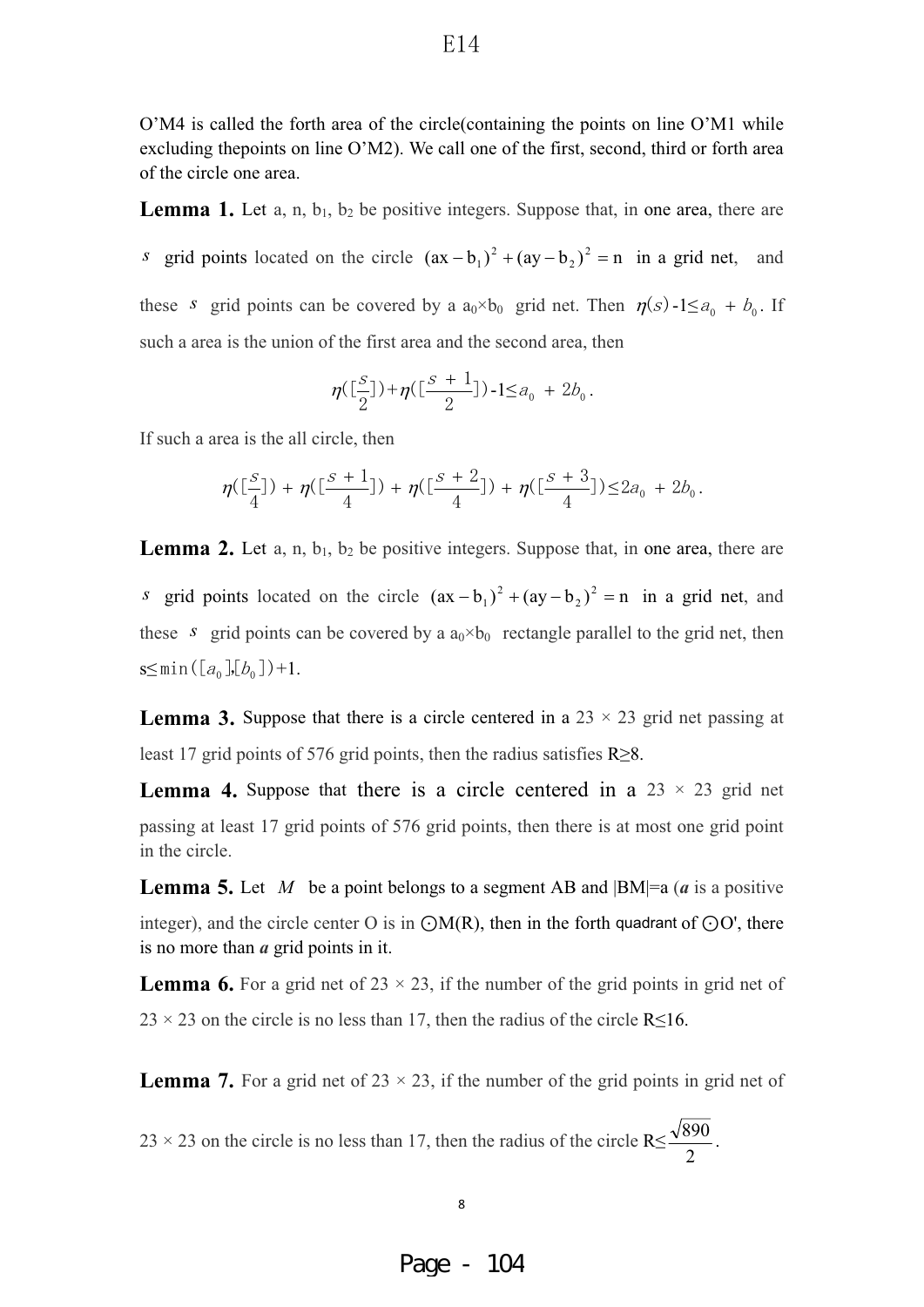O'M4 is called the forth area of the circle(containing the points on line O'M1 while excluding thepoints on line O'M2). We call one of the first, second, third or forth area of the circle one area.

**Lemma 1.** Let a, n, $b_1$, $b_2$ be positive integers. Suppose that, in one area, there are $s$ grid points located on the circle $(ax-b_1)^2+(ay-b_2)^2=n$ in a grid net, and these $s$ grid points can be covered by a $a_0 \times b_0$ grid net. Then $\eta(s)$ -1$\leq a_0 + b_0$. If such a area is the union of the first area and the second area, then

$$\eta([\frac{s}{2}])+\eta([\frac{s+1}{2}])\text{-}1 \leq a_0 + 2b_0.$$

If such a area is the all circle, then

$$\eta([\frac{s}{4}]) + \eta([\frac{s+1}{4}]) + \eta([\frac{s+2}{4}]) + \eta([\frac{s+3}{4}]) \leq 2a_0 + 2b_0.$$

**Lemma 2.** Let a, n, $b_1$, $b_2$ be positive integers. Suppose that, in one area, there are $s$ grid points located on the circle $(ax-b_1)^2+(ay-b_2)^2=n$ in a grid net, and these $s$ grid points can be covered by a $a_0 \times b_0$ rectangle parallel to the grid net, then s$\leq \min([a_0],[b_0])$+1.

**Lemma 3.** Suppose that there is a circle centered in a 23 × 23 grid net passing at least 17 grid points of 576 grid points, then the radius satisfies R≥8.

**Lemma 4.** Suppose that there is a circle centered in a 23 × 23 grid net passing at least 17 grid points of 576 grid points, then there is at most one grid point in the circle.

**Lemma 5.** Let $M$ be a point belongs to a segment AB and |BM|=a (***a*** is a positive integer), and the circle center O is in ⊙M(R), then in the forth quadrant of ⊙O', there is no more than ***a*** grid points in it.

**Lemma 6.** For a grid net of 23 × 23, if the number of the grid points in grid net of 23 × 23 on the circle is no less than 17, then the radius of the circle R≤16.

**Lemma 7.** For a grid net of 23 × 23, if the number of the grid points in grid net of 23 × 23 on the circle is no less than 17, then the radius of the circle R$\leq \frac{\sqrt{890}}{2}$.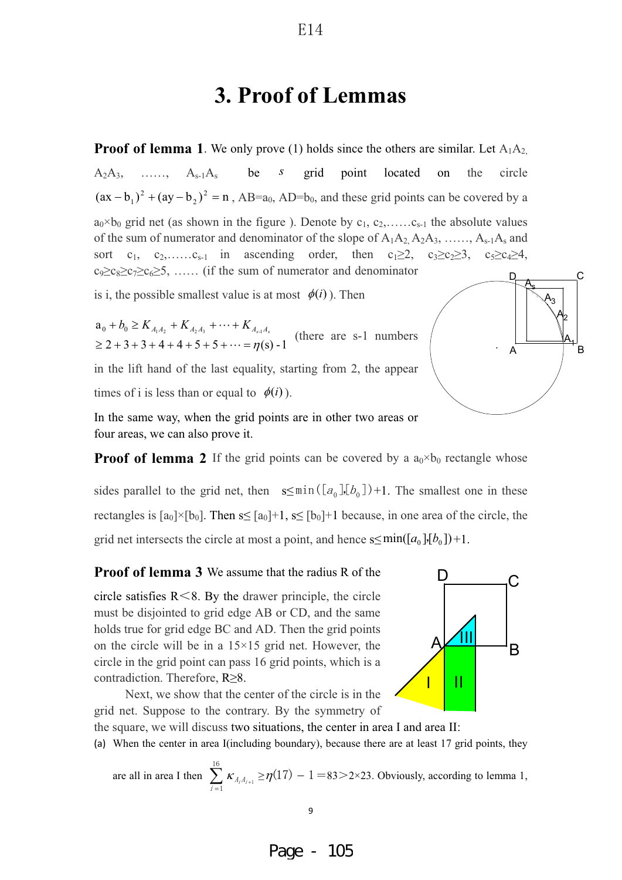# 3. Proof of Lemmas

**Proof of lemma 1**. We only prove (1) holds since the others are similar. Let $A_1A_2$, $A_2A_3$, ……, $A_{s-1}A_s$ be $s$ grid point located on the circle $(ax-b_1)^2+(ay-b_2)^2=n$, $AB=a_0$, $AD=b_0$, and these grid points can be covered by a $a_0\times b_0$ grid net (as shown in the figure ). Denote by $c_1, c_2, \ldots c_{s-1}$ the absolute values of the sum of numerator and denominator of the slope of $A_1A_2, A_2A_3, \ldots, A_{s-1}A_s$ and sort $c_1, c_2, \ldots c_{s-1}$ in ascending order, then $c_1\geq 2$, $c_3\geq c_2\geq 3$, $c_5\geq c_4\geq 4$, $c_9\geq c_8\geq c_7\geq c_6\geq 5$, …… (if the sum of numerator and denominator is i, the possible smallest value is at most $\phi(i)$ ). Then

$$a_0+b_0\geq K_{A_1A_2}+K_{A_2A_3}+\cdots+K_{A_{s-1}A_s}$$
$$\geq 2+3+3+4+4+5+5+\cdots=\eta(s)-1$$

(there are s-1 numbers in the lift hand of the last equality, starting from 2, the appear times of i is less than or equal to $\phi(i)$ ).

In the same way, when the grid points are in other two areas or four areas, we can also prove it.

**Proof of lemma 2** If the grid points can be covered by a $a_0\times b_0$ rectangle whose sides parallel to the grid net, then $s\leq\min([a_0],[b_0])+1$. The smallest one in these rectangles is $[a_0]\times[b_0]$. Then $s\leq [a_0]+1$, $s\leq [b_0]+1$ because, in one area of the circle, the grid net intersects the circle at most a point, and hence $s\leq\min([a_0],[b_0])+1$.

**Proof of lemma 3** We assume that the radius R of the circle satisfies $R<8$. By the drawer principle, the circle must be disjointed to grid edge AB or CD, and the same holds true for grid edge BC and AD. Then the grid points on the circle will be in a $15\times 15$ grid net. However, the circle in the grid point can pass 16 grid points, which is a contradiction. Therefore, $R\geq 8$.

Next, we show that the center of the circle is in the grid net. Suppose to the contrary. By the symmetry of the square, we will discuss two situations, the center in area I and area II:

(a) When the center in area I(including boundary), because there are at least 17 grid points, they are all in area I then $\sum_{i=1}^{16}\kappa_{A_iA_{i+1}}\geq\eta(17)-1=83>2\times 23$. Obviously, according to lemma 1,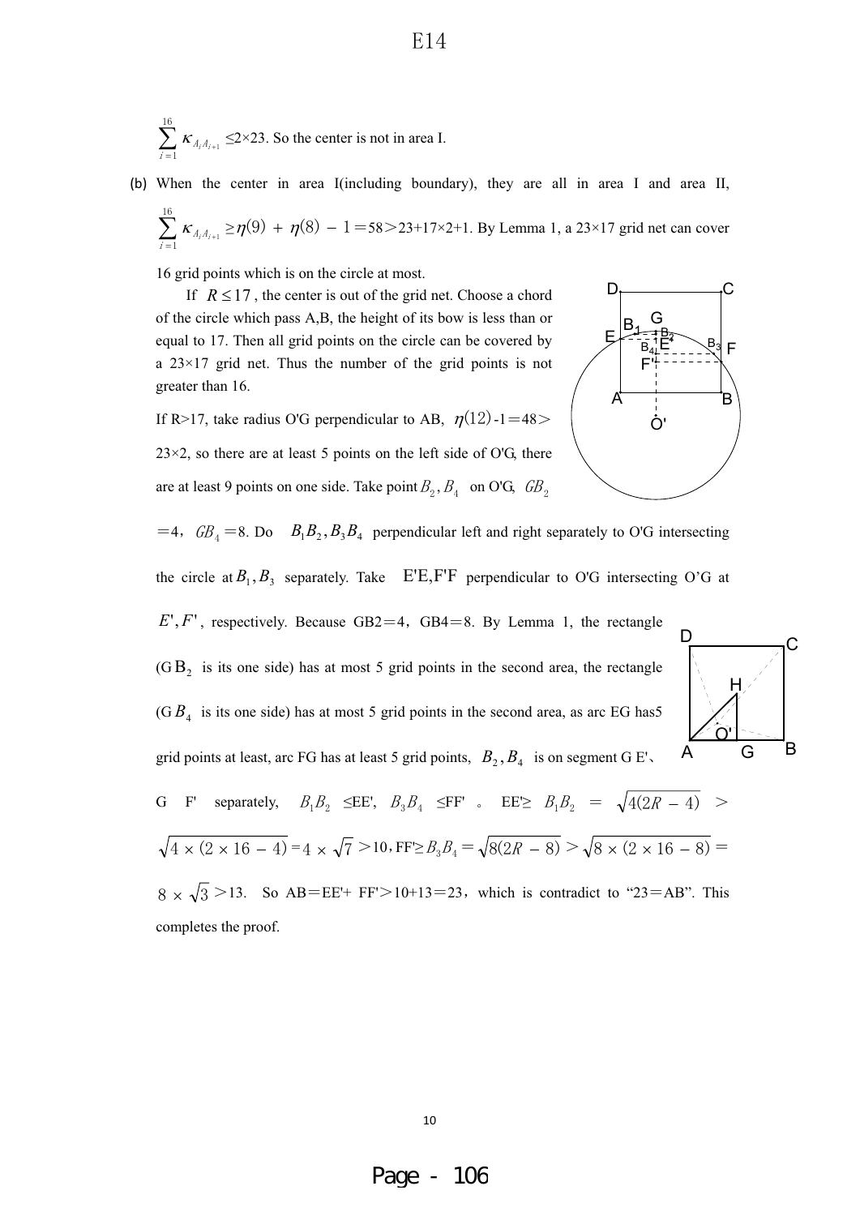$\sum_{i=1}^{16} \kappa_{A_iA_{i+1}} \leq 2\times 23$. So the center is not in area I.

(b) When the center in area I(including boundary), they are all in area I and area II, $\sum_{i=1}^{16} \kappa_{A_iA_{i+1}} \geq \eta(9) + \eta(8) - 1 = 58 > 23+17\times 2+1$. By Lemma 1, a 23×17 grid net can cover 16 grid points which is on the circle at most.

If $R \leq 17$, the center is out of the grid net. Choose a chord of the circle which pass A,B, the height of its bow is less than or equal to 17. Then all grid points on the circle can be covered by a 23×17 grid net. Thus the number of the grid points is not greater than 16.

If R>17, take radius O'G perpendicular to AB, $\eta(12)-1=48>23\times 2$, so there are at least 5 points on the left side of O'G, there are at least 9 points on one side. Take point $B_2, B_4$ on O'G, $GB_2=4$, $GB_4=8$. Do $B_1B_2, B_3B_4$ perpendicular left and right separately to O'G intersecting the circle at $B_1, B_3$ separately. Take E'E,F'F perpendicular to O'G intersecting O'G at $E', F'$, respectively. Because GB2=4, GB4=8. By Lemma 1, the rectangle (G$B_2$ is its one side) has at most 5 grid points in the second area, the rectangle (G$B_4$ is its one side) has at most 5 grid points in the second area, as arc EG has 5 grid points at least, arc FG has at least 5 grid points, $B_2, B_4$ is on segment G E'、G F' separately, $B_1B_2 \leq$ EE', $B_3B_4 \leq$ FF'. EE'$\geq B_1B_2 = \sqrt{4(2R-4)} > \sqrt{4\times(2\times 16-4)} = 4\times\sqrt{7} > 10$, FF'$\geq B_3B_4 = \sqrt{8(2R-8)} > \sqrt{8\times(2\times 16-8)} = 8\times\sqrt{3} > 13$. So AB=EE'+ FF'>10+13=23, which is contradict to "23=AB". This completes the proof.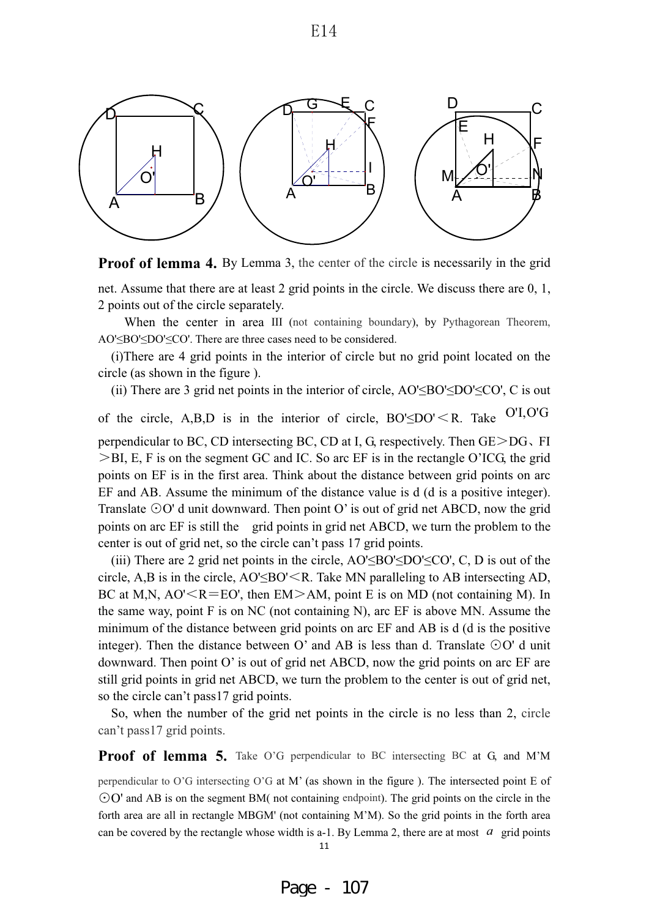**Proof of lemma 4.** By Lemma 3, the center of the circle is necessarily in the grid net. Assume that there are at least 2 grid points in the circle. We discuss there are 0, 1, 2 points out of the circle separately.

When the center in area III (not containing boundary), by Pythagorean Theorem, AO'≤BO'≤DO'≤CO'. There are three cases need to be considered.

(i)There are 4 grid points in the interior of circle but no grid point located on the circle (as shown in the figure ).

(ii) There are 3 grid net points in the interior of circle, AO'≤BO'≤DO'≤CO', C is out of the circle, A,B,D is in the interior of circle, BO'≤DO'＜R. Take O'I,O'G perpendicular to BC, CD intersecting BC, CD at I, G, respectively. Then GE＞DG、FI ＞BI, E, F is on the segment GC and IC. So arc EF is in the rectangle O'ICG, the grid points on EF is in the first area. Think about the distance between grid points on arc EF and AB. Assume the minimum of the distance value is d (d is a positive integer). Translate ⊙O' d unit downward. Then point O' is out of grid net ABCD, now the grid points on arc EF is still the grid points in grid net ABCD, we turn the problem to the center is out of grid net, so the circle can't pass 17 grid points.

(iii) There are 2 grid net points in the circle, AO'≤BO'≤DO'≤CO', C, D is out of the circle, A,B is in the circle, AO'≤BO'＜R. Take MN paralleling to AB intersecting AD, BC at M,N, AO'＜R＝EO', then EM＞AM, point E is on MD (not containing M). In the same way, point F is on NC (not containing N), arc EF is above MN. Assume the minimum of the distance between grid points on arc EF and AB is d (d is the positive integer). Then the distance between O' and AB is less than d. Translate ⊙O' d unit downward. Then point O' is out of grid net ABCD, now the grid points on arc EF are still grid points in grid net ABCD, we turn the problem to the center is out of grid net, so the circle can't pass17 grid points.

So, when the number of the grid net points in the circle is no less than 2, circle can't pass17 grid points.

**Proof of lemma 5.** Take O'G perpendicular to BC intersecting BC at G, and M'M perpendicular to O'G intersecting O'G at M' (as shown in the figure ). The intersected point E of ⊙O' and AB is on the segment BM( not containing endpoint). The grid points on the circle in the forth area are all in rectangle MBGM' (not containing M'M). So the grid points in the forth area can be covered by the rectangle whose width is a-1. By Lemma 2, there are at most $a$ grid points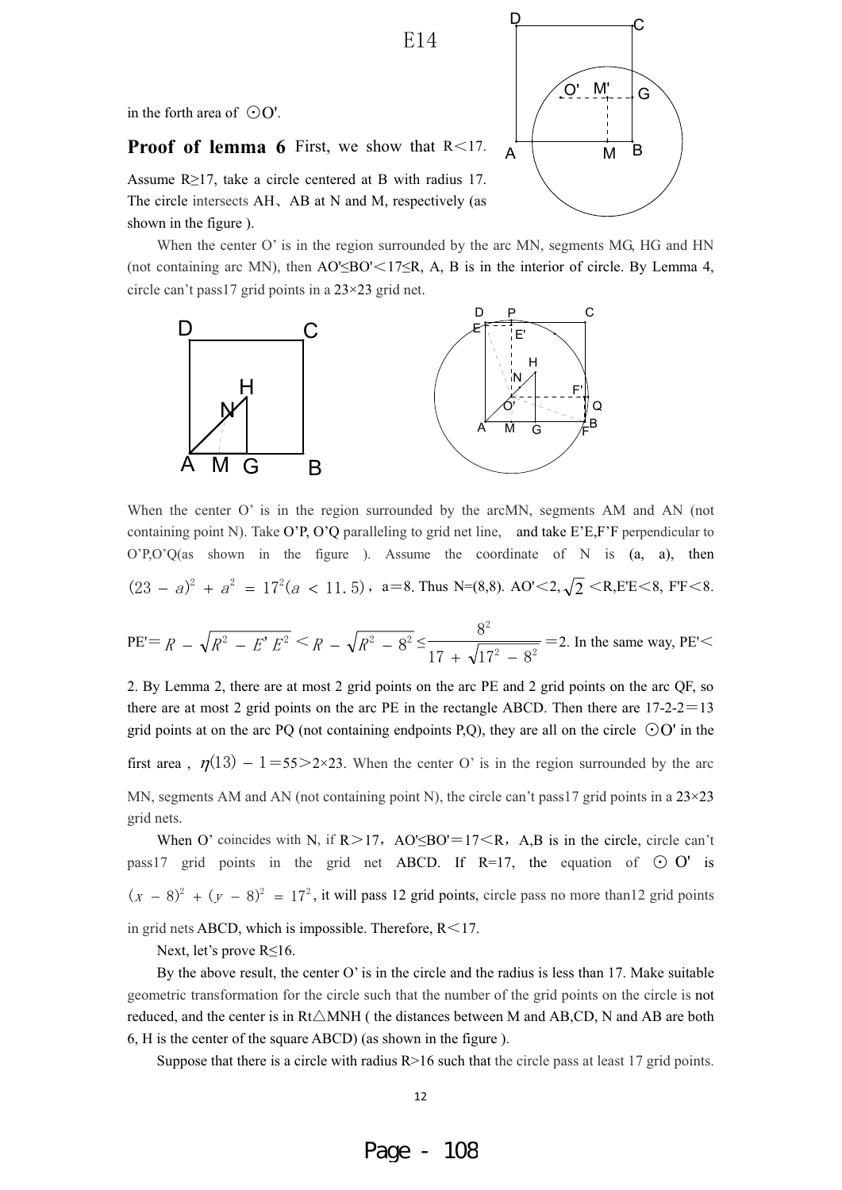in the forth area of $\odot O'$.

**Proof of lemma 6** First, we show that $R<17$. Assume $R\geq 17$, take a circle centered at B with radius 17. The circle intersects AH、AB at N and M, respectively (as shown in the figure ).

When the center O' is in the region surrounded by the arc MN, segments MG, HG and HN (not containing arc MN), then $AO'\leq BO'<17\leq R$, A, B is in the interior of circle. By Lemma 4, circle can't pass17 grid points in a 23×23 grid net.

When the center O' is in the region surrounded by the arcMN, segments AM and AN (not containing point N). Take O'P, O'Q paralleling to grid net line, and take E'E,F'F perpendicular to O'P,O'Q(as shown in the figure ). Assume the coordinate of N is (a, a), then $(23-a)^2+a^2=17^2(a<11.5)$，a=8. Thus N=(8,8). $AO'<2$, $\sqrt{2}<R$, $E'E<8$, $F'F<8$.

$PE'=R-\sqrt{R^2-E'E^2}<R-\sqrt{R^2-8^2}\leq\dfrac{8^2}{17+\sqrt{17^2-8^2}}=2$. In the same way, $PE'<2$. By Lemma 2, there are at most 2 grid points on the arc PE and 2 grid points on the arc QF, so there are at most 2 grid points on the arc PE in the rectangle ABCD. Then there are 17-2-2=13 grid points at on the arc PQ (not containing endpoints P,Q), they are all on the circle $\odot O'$ in the first area , $\eta(13)-1=55>2\times 23$. When the center O' is in the region surrounded by the arc MN, segments AM and AN (not containing point N), the circle can't pass17 grid points in a 23×23 grid nets.

When O' coincides with N, if $R>17$, $AO'\leq BO'=17<R$, A,B is in the circle, circle can't pass17 grid points in the grid net ABCD. If R=17, the equation of $\odot O'$ is $(x-8)^2+(y-8)^2=17^2$, it will pass 12 grid points, circle pass no more than12 grid points in grid nets ABCD, which is impossible. Therefore, $R<17$.

Next, let's prove $R\leq 16$.

By the above result, the center O' is in the circle and the radius is less than 17. Make suitable geometric transformation for the circle such that the number of the grid points on the circle is not reduced, and the center is in Rt△MNH ( the distances between M and AB,CD, N and AB are both 6, H is the center of the square ABCD) (as shown in the figure ).

Suppose that there is a circle with radius R>16 such that the circle pass at least 17 grid points.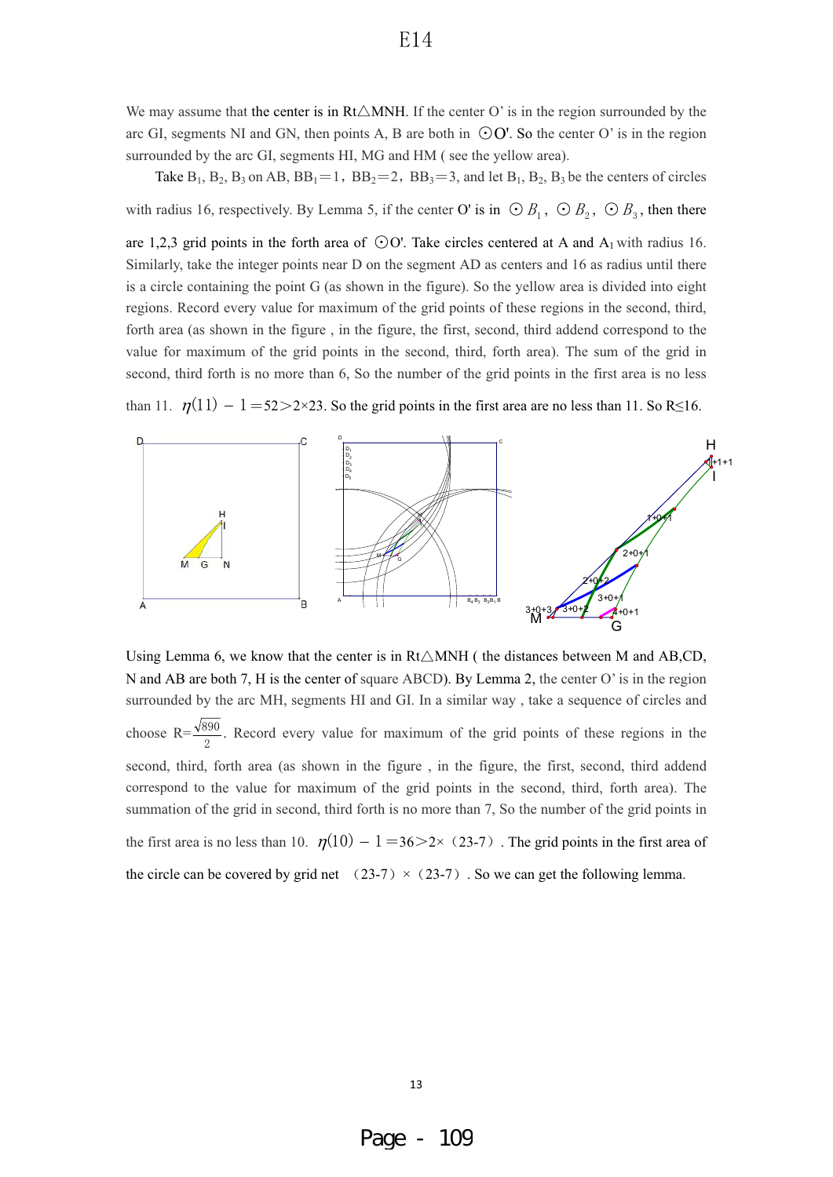We may assume that the center is in Rt△MNH. If the center O' is in the region surrounded by the arc GI, segments NI and GN, then points A, B are both in ⊙O'. So the center O' is in the region surrounded by the arc GI, segments HI, MG and HM ( see the yellow area).

Take $B_1$, $B_2$, $B_3$ on AB, $BB_1=1$, $BB_2=2$, $BB_3=3$, and let $B_1$, $B_2$, $B_3$ be the centers of circles with radius 16, respectively. By Lemma 5, if the center O' is in $\odot B_1$, $\odot B_2$, $\odot B_3$, then there are 1,2,3 grid points in the forth area of ⊙O'. Take circles centered at A and $A_1$ with radius 16. Similarly, take the integer points near D on the segment AD as centers and 16 as radius until there is a circle containing the point G (as shown in the figure). So the yellow area is divided into eight regions. Record every value for maximum of the grid points of these regions in the second, third, forth area (as shown in the figure , in the figure, the first, second, third addend correspond to the value for maximum of the grid points in the second, third, forth area). The sum of the grid in second, third forth is no more than 6, So the number of the grid points in the first area is no less than 11. $\eta(11)-1=52>2\times 23$. So the grid points in the first area are no less than 11. So R≤16.

Using Lemma 6, we know that the center is in Rt△MNH ( the distances between M and AB,CD, N and AB are both 7, H is the center of square ABCD). By Lemma 2, the center O' is in the region surrounded by the arc MH, segments HI and GI. In a similar way , take a sequence of circles and choose $R=\frac{\sqrt{890}}{2}$. Record every value for maximum of the grid points of these regions in the second, third, forth area (as shown in the figure , in the figure, the first, second, third addend correspond to the value for maximum of the grid points in the second, third, forth area). The summation of the grid in second, third forth is no more than 7, So the number of the grid points in the first area is no less than 10. $\eta(10)-1=36>2\times(23-7)$. The grid points in the first area of the circle can be covered by grid net $(23-7)\times(23-7)$. So we can get the following lemma.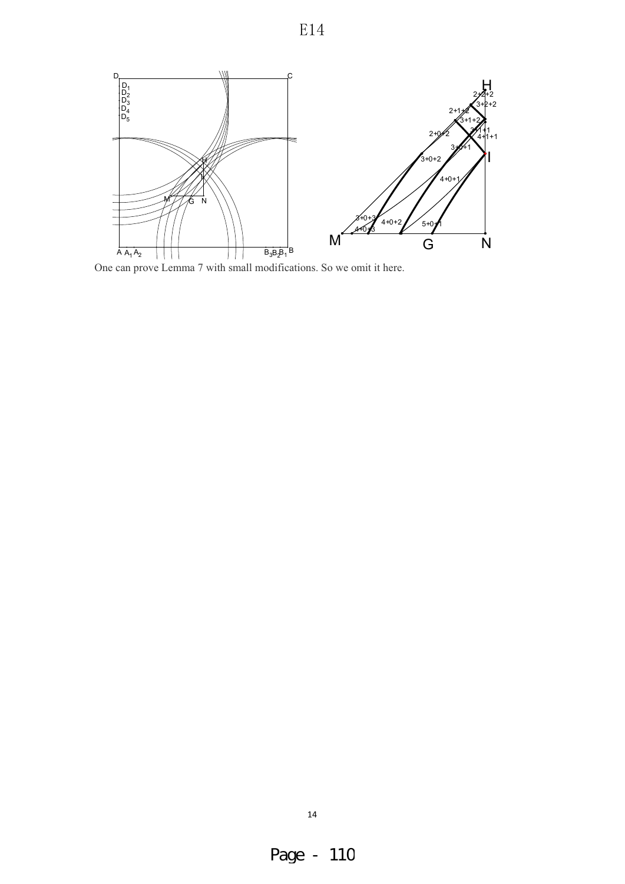One can prove Lemma 7 with small modifications. So we omit it here.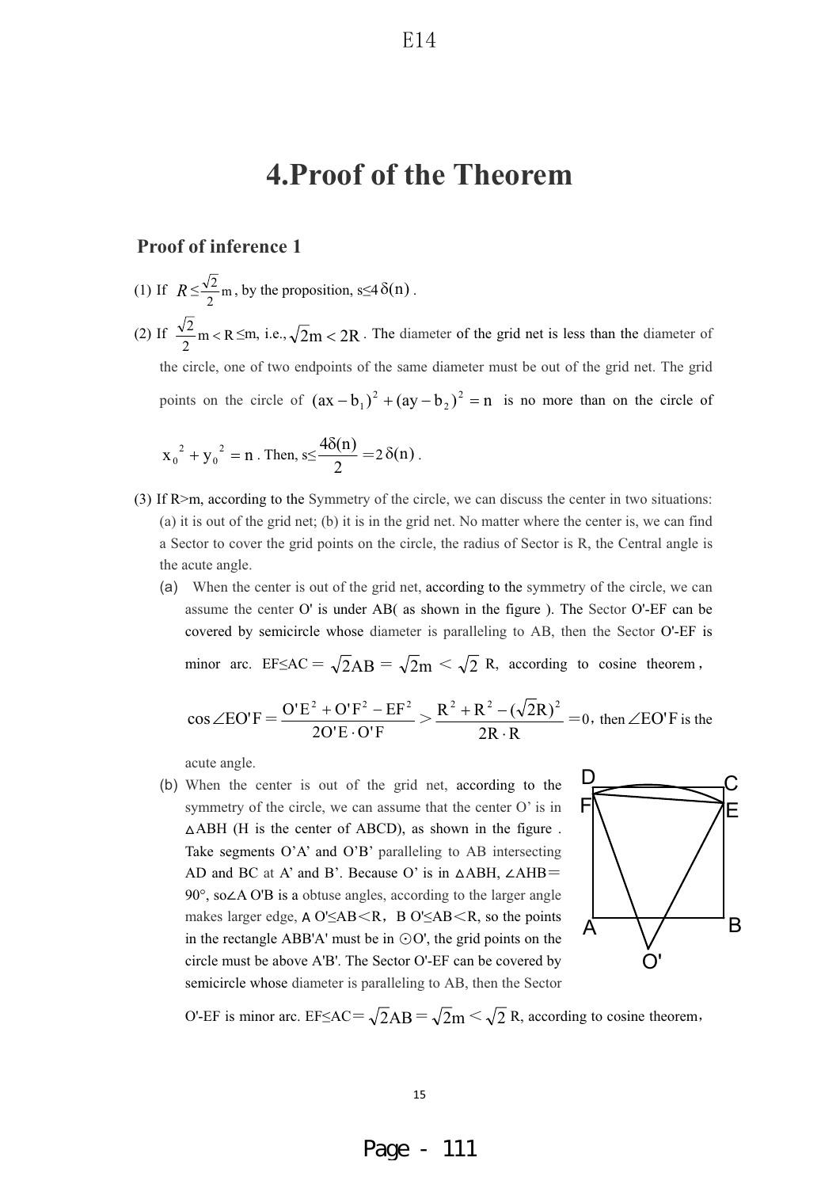# 4.Proof of the Theorem

## Proof of inference 1

(1) If $R \le \frac{\sqrt{2}}{2}$m, by the proposition, s≤4$\delta(n)$.

(2) If $\frac{\sqrt{2}}{2}m < R \le$m, i.e., $\sqrt{2}m < 2R$. The diameter of the grid net is less than the diameter of the circle, one of two endpoints of the same diameter must be out of the grid net. The grid points on the circle of $(ax - b_1)^2 + (ay - b_2)^2 = n$ is no more than on the circle of $x_0{}^2 + y_0{}^2 = n$. Then, s≤$\frac{4\delta(n)}{2}$ =2$\delta(n)$.

(3) If R>m, according to the Symmetry of the circle, we can discuss the center in two situations: (a) it is out of the grid net; (b) it is in the grid net. No matter where the center is, we can find a Sector to cover the grid points on the circle, the radius of Sector is R, the Central angle is the acute angle.

(a) When the center is out of the grid net, according to the symmetry of the circle, we can assume the center O' is under AB( as shown in the figure ). The Sector O'-EF can be covered by semicircle whose diameter is paralleling to AB, then the Sector O'-EF is minor arc. EF≤AC = $\sqrt{2}$AB = $\sqrt{2}$m < $\sqrt{2}$ R, according to cosine theorem,

$$\cos\angle EO'F = \frac{O'E^2 + O'F^2 - EF^2}{2O'E \cdot O'F} > \frac{R^2 + R^2 - (\sqrt{2}R)^2}{2R \cdot R} = 0$$, then $\angle EO'F$ is the acute angle.

(b) When the center is out of the grid net, according to the symmetry of the circle, we can assume that the center O' is in △ABH (H is the center of ABCD), as shown in the figure . Take segments O'A' and O'B' paralleling to AB intersecting AD and BC at A' and B'. Because O' is in △ABH, ∠AHB= 90°, so∠A O'B is a obtuse angles, according to the larger angle makes larger edge, A O'≤AB<R, B O'≤AB<R, so the points in the rectangle ABB'A' must be in ⊙O', the grid points on the circle must be above A'B'. The Sector O'-EF can be covered by semicircle whose diameter is paralleling to AB, then the Sector O'-EF is minor arc. EF≤AC= $\sqrt{2}$AB = $\sqrt{2}$m < $\sqrt{2}$ R, according to cosine theorem,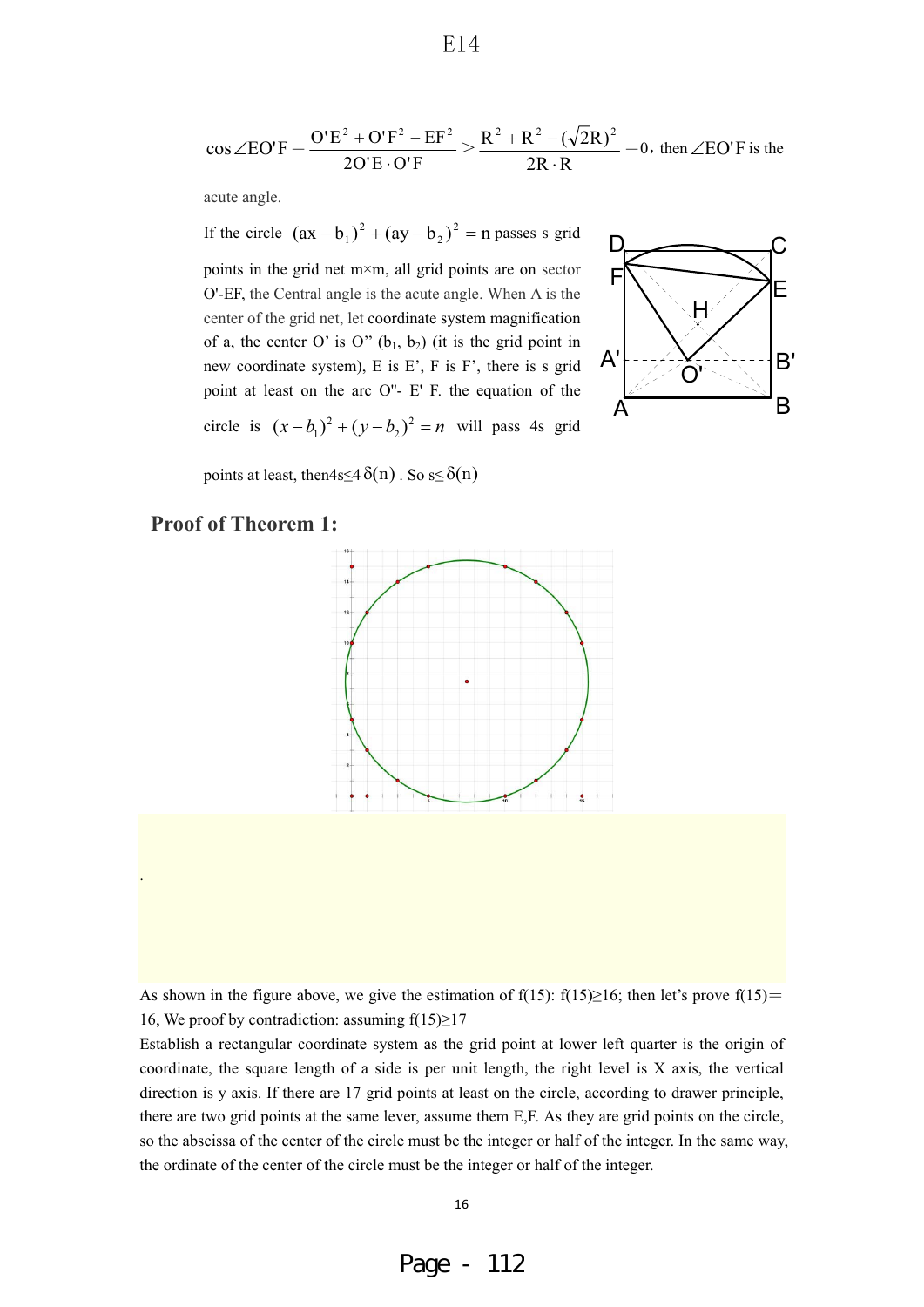$\cos\angle EO'F = \dfrac{O'E^2 + O'F^2 - EF^2}{2O'E \cdot O'F} > \dfrac{R^2 + R^2 - (\sqrt{2}R)^2}{2R \cdot R} = 0$, then $\angle EO'F$ is the acute angle.

If the circle $(ax - b_1)^2 + (ay - b_2)^2 = n$ passes s grid points in the grid net m×m, all grid points are on sector O'-EF, the Central angle is the acute angle. When A is the center of the grid net, let coordinate system magnification of a, the center O' is O'' $(b_1, b_2)$ (it is the grid point in new coordinate system), E is E', F is F', there is s grid point at least on the arc O''- E' F. the equation of the circle is $(x - b_1)^2 + (y - b_2)^2 = n$ will pass 4s grid points at least, then $4s \le 4\,\delta(n)$. So $s \le \delta(n)$

## Proof of Theorem 1:

As shown in the figure above, we give the estimation of f(15): f(15)≥16; then let's prove f(15)=16, We proof by contradiction: assuming f(15)≥17

Establish a rectangular coordinate system as the grid point at lower left quarter is the origin of coordinate, the square length of a side is per unit length, the right level is X axis, the vertical direction is y axis. If there are 17 grid points at least on the circle, according to drawer principle, there are two grid points at the same lever, assume them E,F. As they are grid points on the circle, so the abscissa of the center of the circle must be the integer or half of the integer. In the same way, the ordinate of the center of the circle must be the integer or half of the integer.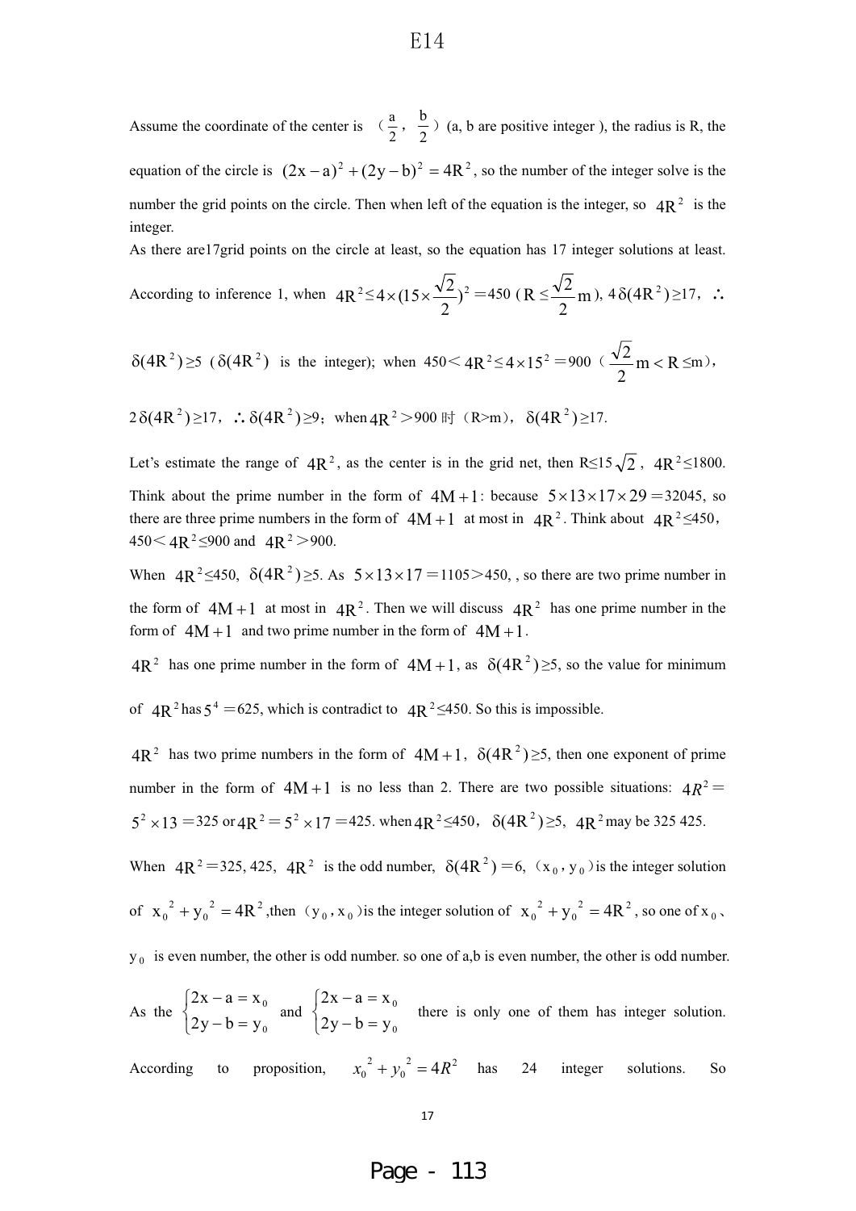Assume the coordinate of the center is $(\frac{a}{2}, \frac{b}{2})$ (a, b are positive integer ), the radius is R, the equation of the circle is $(2x-a)^2+(2y-b)^2=4R^2$, so the number of the integer solve is the number the grid points on the circle. Then when left of the equation is the integer, so $4R^2$ is the integer.

As there are17grid points on the circle at least, so the equation has 17 integer solutions at least. According to inference 1, when $4R^2 \le 4\times(15\times\frac{\sqrt{2}}{2})^2=450$ ($R\le\frac{\sqrt{2}}{2}m$), $4\delta(4R^2)\ge17$, $\therefore$ $\delta(4R^2)\ge5$ ($\delta(4R^2)$ is the integer); when $450< 4R^2\le4\times15^2=900$ ($\frac{\sqrt{2}}{2}m<R\le m$), $2\delta(4R^2)\ge17$, $\therefore\delta(4R^2)\ge9$; when $4R^2>900$ 时 (R>m), $\delta(4R^2)\ge17$.

Let's estimate the range of $4R^2$, as the center is in the grid net, then $R\le15\sqrt{2}$, $4R^2\le1800$. Think about the prime number in the form of $4M+1$: because $5\times13\times17\times29=32045$, so there are three prime numbers in the form of $4M+1$ at most in $4R^2$. Think about $4R^2\le450$, $450<4R^2\le900$ and $4R^2>900$.

When $4R^2\le450$, $\delta(4R^2)\ge5$. As $5\times13\times17=1105>450$, , so there are two prime number in the form of $4M+1$ at most in $4R^2$. Then we will discuss $4R^2$ has one prime number in the form of $4M+1$ and two prime number in the form of $4M+1$.

$4R^2$ has one prime number in the form of $4M+1$, as $\delta(4R^2)\ge5$, so the value for minimum of $4R^2$ has $5^4=625$, which is contradict to $4R^2\le450$. So this is impossible.

$4R^2$ has two prime numbers in the form of $4M+1$, $\delta(4R^2)\ge5$, then one exponent of prime number in the form of $4M+1$ is no less than 2. There are two possible situations: $4R^2=5^2\times13=325$ or $4R^2=5^2\times17=425$. when $4R^2\le450$, $\delta(4R^2)\ge5$, $4R^2$ may be 325 425.

When $4R^2=325, 425$, $4R^2$ is the odd number, $\delta(4R^2)=6$, $(x_0, y_0)$ is the integer solution of $x_0^2+y_0^2=4R^2$, then $(y_0, x_0)$ is the integer solution of $x_0^2+y_0^2=4R^2$, so one of $x_0$、$y_0$ is even number, the other is odd number. so one of a,b is even number, the other is odd number.

As the $\begin{cases}2x-a=x_0\\2y-b=y_0\end{cases}$ and $\begin{cases}2x-a=x_0\\2y-b=y_0\end{cases}$ there is only one of them has integer solution. According to proposition, $x_0^2+y_0^2=4R^2$ has 24 integer solutions. So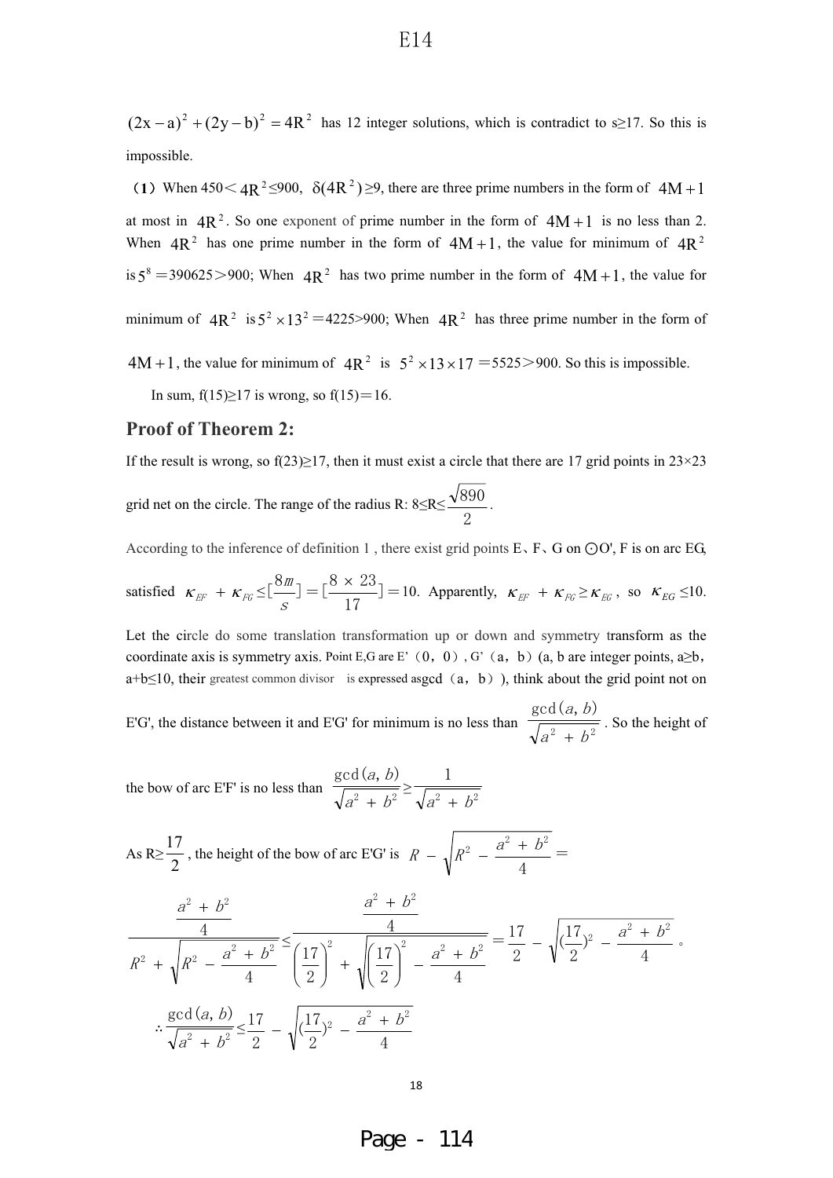$(2x-a)^2+(2y-b)^2=4R^2$ has 12 integer solutions, which is contradict to s≥17. So this is impossible.

（1）When 450＜$4R^2$≤900, $\delta(4R^2)$≥9, there are three prime numbers in the form of $4M+1$ at most in $4R^2$. So one exponent of prime number in the form of $4M+1$ is no less than 2. When $4R^2$ has one prime number in the form of $4M+1$, the value for minimum of $4R^2$ is $5^8$＝390625＞900; When $4R^2$ has two prime number in the form of $4M+1$, the value for minimum of $4R^2$ is $5^2\times13^2$＝4225>900; When $4R^2$ has three prime number in the form of $4M+1$, the value for minimum of $4R^2$ is $5^2\times13\times17$＝5525＞900. So this is impossible.

In sum, f(15)≥17 is wrong, so f(15)＝16.

## Proof of Theorem 2:

If the result is wrong, so f(23)≥17, then it must exist a circle that there are 17 grid points in 23×23 grid net on the circle. The range of the radius R: 8≤R≤$\frac{\sqrt{890}}{2}$.

According to the inference of definition 1 , there exist grid points E、F、G on ⊙O', F is on arc EG, satisfied $\kappa_{EF}+\kappa_{FG}\le[\frac{8m}{s}]=[\frac{8\times23}{17}]=10$. Apparently, $\kappa_{EF}+\kappa_{FG}\ge\kappa_{EG}$, so $\kappa_{EG}\le10$.

Let the circle do some translation transformation up or down and symmetry transform as the coordinate axis is symmetry axis. Point E,G are E'（0，0）, G'（a，b）(a, b are integer points, a≥b, a+b≤10, their greatest common divisor is expressed asgcd（a，b）), think about the grid point not on E'G', the distance between it and E'G' for minimum is no less than $\frac{\gcd(a,b)}{\sqrt{a^2+b^2}}$. So the height of the bow of arc E'F' is no less than $\frac{\gcd(a,b)}{\sqrt{a^2+b^2}}\ge\frac{1}{\sqrt{a^2+b^2}}$

As R≥$\frac{17}{2}$, the height of the bow of arc E'G' is $R-\sqrt{R^2-\frac{a^2+b^2}{4}}=$

$$\frac{\frac{a^2+b^2}{4}}{R^2+\sqrt{R^2-\frac{a^2+b^2}{4}}}\le\frac{\frac{a^2+b^2}{4}}{\left(\frac{17}{2}\right)^2+\sqrt{\left(\frac{17}{2}\right)^2-\frac{a^2+b^2}{4}}}=\frac{17}{2}-\sqrt{(\frac{17}{2})^2-\frac{a^2+b^2}{4}}。$$

$$\therefore\frac{\gcd(a,b)}{\sqrt{a^2+b^2}}\le\frac{17}{2}-\sqrt{(\frac{17}{2})^2-\frac{a^2+b^2}{4}}$$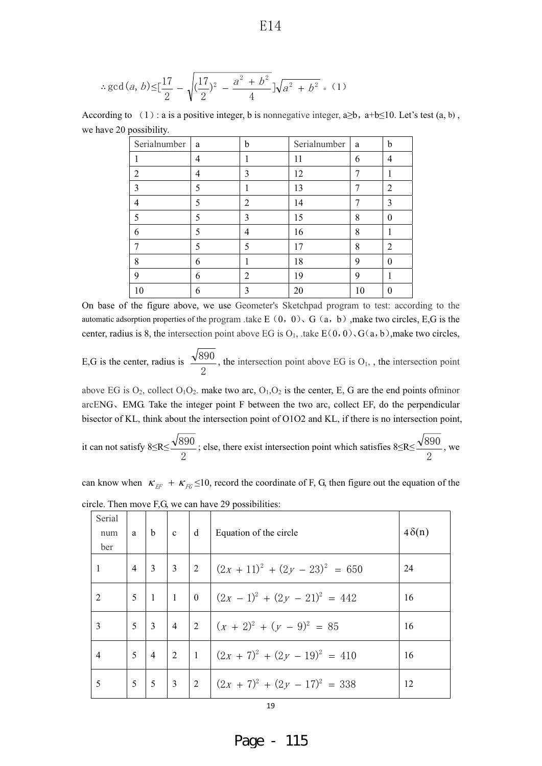$$\therefore \gcd(a,b) \le \left[\frac{17}{2} - \sqrt{\left(\frac{17}{2}\right)^2 - \frac{a^2+b^2}{4}}\right]\sqrt{a^2+b^2} \text{。(1)}$$

According to (1) : a is a positive integer, b is nonnegative integer, $a \ge b$, $a+b \le 10$. Let's test (a, b) , we have 20 possibility.

| Serialnumber | a | b | Serialnumber | a | b |
|---|---|---|---|---|---|
| 1 | 4 | 1 | 11 | 6 | 4 |
| 2 | 4 | 3 | 12 | 7 | 1 |
| 3 | 5 | 1 | 13 | 7 | 2 |
| 4 | 5 | 2 | 14 | 7 | 3 |
| 5 | 5 | 3 | 15 | 8 | 0 |
| 6 | 5 | 4 | 16 | 8 | 1 |
| 7 | 5 | 5 | 17 | 8 | 2 |
| 8 | 6 | 1 | 18 | 9 | 0 |
| 9 | 6 | 2 | 19 | 9 | 1 |
| 10 | 6 | 3 | 20 | 10 | 0 |

On base of the figure above, we use Geometer's Sketchpad program to test: according to the automatic adsorption properties of the program .take E（0，0）、G（a，b）,make two circles, E,G is the center, radius is 8, the intersection point above EG is $O_1$, .take E(0，0)、G(a，b),make two circles, E,G is the center, radius is $\frac{\sqrt{890}}{2}$, the intersection point above EG is $O_1$, , the intersection point above EG is $O_2$, collect $O_1O_2$. make two arc, $O_1$,$O_2$ is the center, E, G are the end points ofminor arcENG、EMG. Take the integer point F between the two arc, collect EF, do the perpendicular bisector of KL, think about the intersection point of O1O2 and KL, if there is no intersection point, it can not satisfy $8 \le R \le \frac{\sqrt{890}}{2}$; else, there exist intersection point which satisfies $8 \le R \le \frac{\sqrt{890}}{2}$, we can know when $\kappa_{EF} + \kappa_{FG} \le 10$, record the coordinate of F, G, then figure out the equation of the circle. Then move F,G, we can have 29 possibilities:

| Serial number | a | b | c | d | Equation of the circle | $4\delta(n)$ |
|---|---|---|---|---|---|---|
| 1 | 4 | 3 | 3 | 2 | $(2x+11)^2+(2y-23)^2=650$ | 24 |
| 2 | 5 | 1 | 1 | 0 | $(2x-1)^2+(2y-21)^2=442$ | 16 |
| 3 | 5 | 3 | 4 | 2 | $(x+2)^2+(y-9)^2=85$ | 16 |
| 4 | 5 | 4 | 2 | 1 | $(2x+7)^2+(2y-19)^2=410$ | 16 |
| 5 | 5 | 5 | 3 | 2 | $(2x+7)^2+(2y-17)^2=338$ | 12 |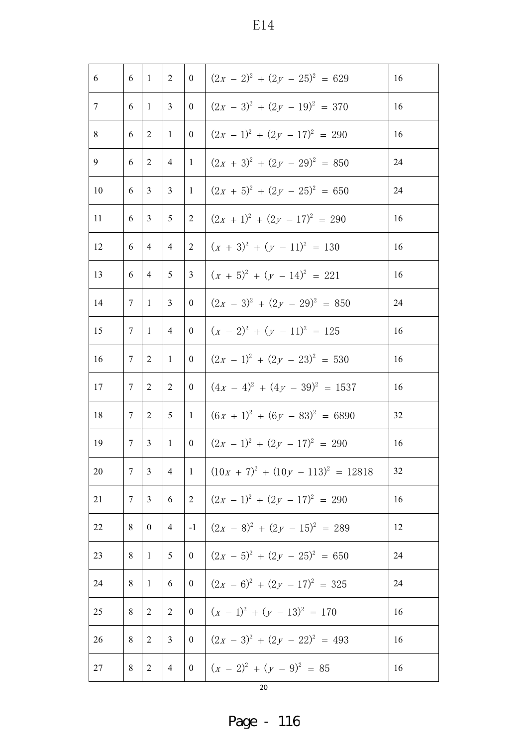| 6 | 6 | 1 | 2 | 0 | $(2x-2)^2+(2y-25)^2=629$ | 16 |
|---|---|---|---|---|---|---|
| 7 | 6 | 1 | 3 | 0 | $(2x-3)^2+(2y-19)^2=370$ | 16 |
| 8 | 6 | 2 | 1 | 0 | $(2x-1)^2+(2y-17)^2=290$ | 16 |
| 9 | 6 | 2 | 4 | 1 | $(2x+3)^2+(2y-29)^2=850$ | 24 |
| 10 | 6 | 3 | 3 | 1 | $(2x+5)^2+(2y-25)^2=650$ | 24 |
| 11 | 6 | 3 | 5 | 2 | $(2x+1)^2+(2y-17)^2=290$ | 16 |
| 12 | 6 | 4 | 4 | 2 | $(x+3)^2+(y-11)^2=130$ | 16 |
| 13 | 6 | 4 | 5 | 3 | $(x+5)^2+(y-14)^2=221$ | 16 |
| 14 | 7 | 1 | 3 | 0 | $(2x-3)^2+(2y-29)^2=850$ | 24 |
| 15 | 7 | 1 | 4 | 0 | $(x-2)^2+(y-11)^2=125$ | 16 |
| 16 | 7 | 2 | 1 | 0 | $(2x-1)^2+(2y-23)^2=530$ | 16 |
| 17 | 7 | 2 | 2 | 0 | $(4x-4)^2+(4y-39)^2=1537$ | 16 |
| 18 | 7 | 2 | 5 | 1 | $(6x+1)^2+(6y-83)^2=6890$ | 32 |
| 19 | 7 | 3 | 1 | 0 | $(2x-1)^2+(2y-17)^2=290$ | 16 |
| 20 | 7 | 3 | 4 | 1 | $(10x+7)^2+(10y-113)^2=12818$ | 32 |
| 21 | 7 | 3 | 6 | 2 | $(2x-1)^2+(2y-17)^2=290$ | 16 |
| 22 | 8 | 0 | 4 | -1 | $(2x-8)^2+(2y-15)^2=289$ | 12 |
| 23 | 8 | 1 | 5 | 0 | $(2x-5)^2+(2y-25)^2=650$ | 24 |
| 24 | 8 | 1 | 6 | 0 | $(2x-6)^2+(2y-17)^2=325$ | 24 |
| 25 | 8 | 2 | 2 | 0 | $(x-1)^2+(y-13)^2=170$ | 16 |
| 26 | 8 | 2 | 3 | 0 | $(2x-3)^2+(2y-22)^2=493$ | 16 |
| 27 | 8 | 2 | 4 | 0 | $(x-2)^2+(y-9)^2=85$ | 16 |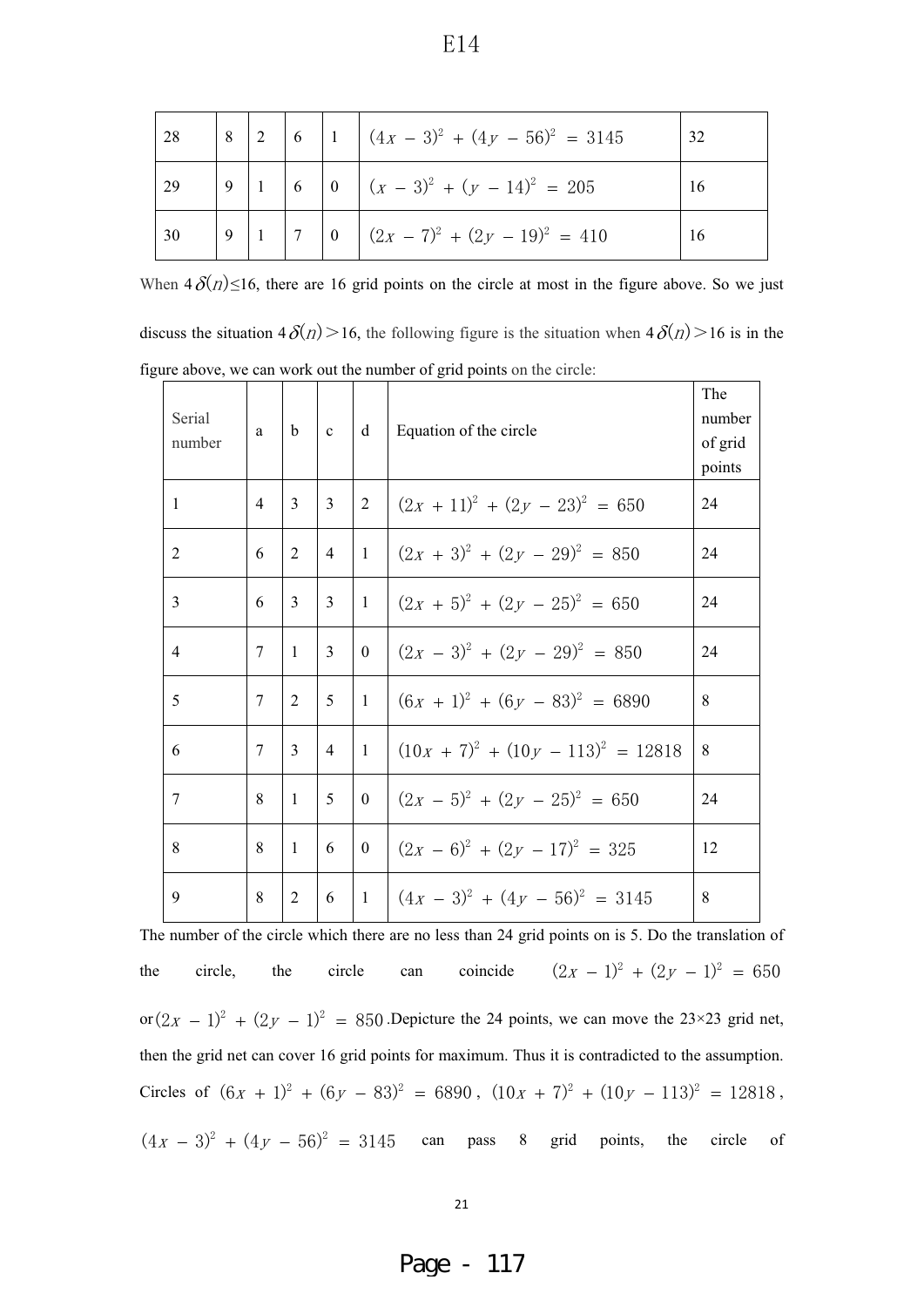| | | | | | | |
|---|---|---|---|---|---|---|
| 28 | 8 | 2 | 6 | 1 | $(4x-3)^2+(4y-56)^2=3145$ | 32 |
| 29 | 9 | 1 | 6 | 0 | $(x-3)^2+(y-14)^2=205$ | 16 |
| 30 | 9 | 1 | 7 | 0 | $(2x-7)^2+(2y-19)^2=410$ | 16 |

When $4\delta(n)\le 16$, there are 16 grid points on the circle at most in the figure above. So we just discuss the situation $4\delta(n)>16$, the following figure is the situation when $4\delta(n)>16$ is in the figure above, we can work out the number of grid points on the circle:

| Serial number | a | b | c | d | Equation of the circle | The number of grid points |
|---|---|---|---|---|---|---|
| 1 | 4 | 3 | 3 | 2 | $(2x+11)^2+(2y-23)^2=650$ | 24 |
| 2 | 6 | 2 | 4 | 1 | $(2x+3)^2+(2y-29)^2=850$ | 24 |
| 3 | 6 | 3 | 3 | 1 | $(2x+5)^2+(2y-25)^2=650$ | 24 |
| 4 | 7 | 1 | 3 | 0 | $(2x-3)^2+(2y-29)^2=850$ | 24 |
| 5 | 7 | 2 | 5 | 1 | $(6x+1)^2+(6y-83)^2=6890$ | 8 |
| 6 | 7 | 3 | 4 | 1 | $(10x+7)^2+(10y-113)^2=12818$ | 8 |
| 7 | 8 | 1 | 5 | 0 | $(2x-5)^2+(2y-25)^2=650$ | 24 |
| 8 | 8 | 1 | 6 | 0 | $(2x-6)^2+(2y-17)^2=325$ | 12 |
| 9 | 8 | 2 | 6 | 1 | $(4x-3)^2+(4y-56)^2=3145$ | 8 |

The number of the circle which there are no less than 24 grid points on is 5. Do the translation of the circle, the circle can coincide $(2x-1)^2+(2y-1)^2=650$ or $(2x-1)^2+(2y-1)^2=850$. Depicture the 24 points, we can move the 23×23 grid net, then the grid net can cover 16 grid points for maximum. Thus it is contradicted to the assumption. Circles of $(6x+1)^2+(6y-83)^2=6890$, $(10x+7)^2+(10y-113)^2=12818$, $(4x-3)^2+(4y-56)^2=3145$ can pass 8 grid points, the circle of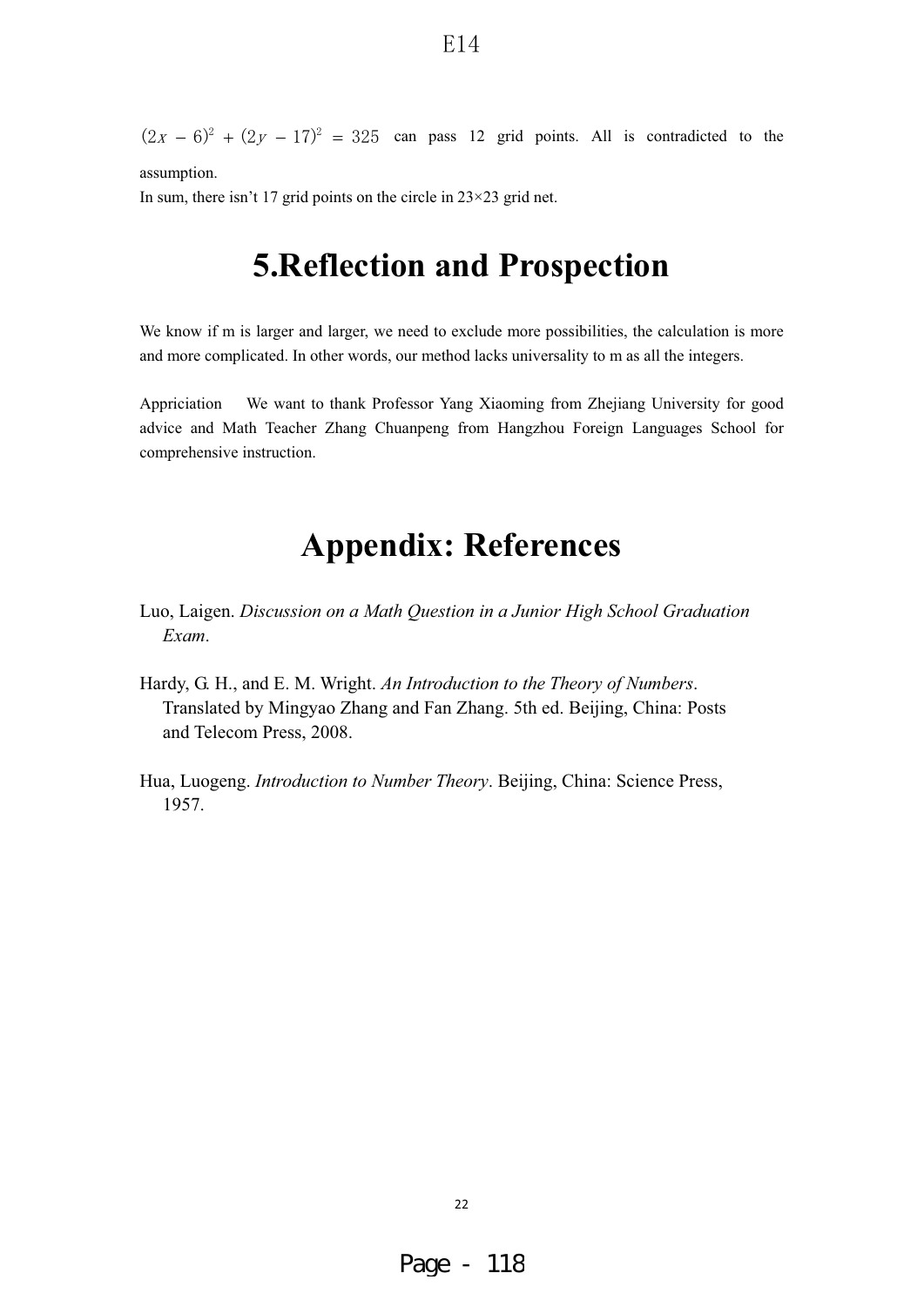$(2x-6)^2+(2y-17)^2=325$ can pass 12 grid points. All is contradicted to the assumption.

In sum, there isn't 17 grid points on the circle in 23×23 grid net.

# 5.Reflection and Prospection

We know if m is larger and larger, we need to exclude more possibilities, the calculation is more and more complicated. In other words, our method lacks universality to m as all the integers.

Appriciation We want to thank Professor Yang Xiaoming from Zhejiang University for good advice and Math Teacher Zhang Chuanpeng from Hangzhou Foreign Languages School for comprehensive instruction.

# Appendix: References

Luo, Laigen. *Discussion on a Math Question in a Junior High School Graduation Exam*.

Hardy, G. H., and E. M. Wright. *An Introduction to the Theory of Numbers*. Translated by Mingyao Zhang and Fan Zhang. 5th ed. Beijing, China: Posts and Telecom Press, 2008.

Hua, Luogeng. *Introduction to Number Theory*. Beijing, China: Science Press, 1957.